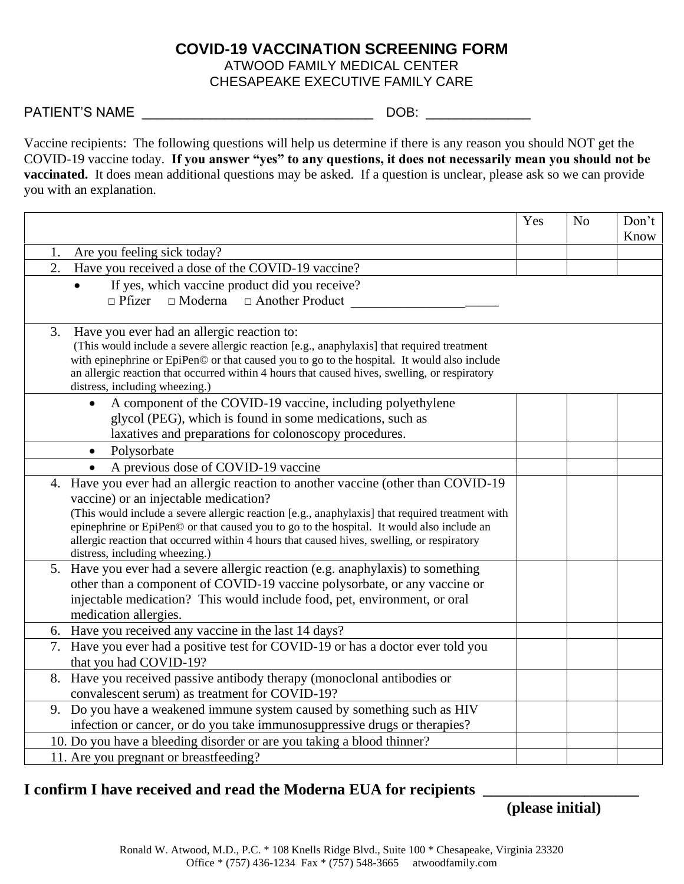# COVID-19 VACCINATION SCREENING FORM

ATWOOD FAMILY MEDICAL CENTER

CHESAPEAKE EXECUTIVE FAMILY CARE

PATIENT'S NAME ________________________________ DOB: ______________

Vaccine recipients: The following questions will help us determine if there is any reason you should NOT get the COVID-19 vaccine today. **If you answer "yes" to any questions, it does not necessarily mean you should not be vaccinated.** It does mean additional questions may be asked. If a question is unclear, please ask so we can provide you with an explanation.

| | Yes | No | Don't Know |
|---|---|---|---|
| 1. Are you feeling sick today? | | | |
| 2. Have you received a dose of the COVID-19 vaccine? | | | |
| • If yes, which vaccine product did you receive? □ Pfizer □ Moderna □ Another Product ______________________ | | | |
| 3. Have you ever had an allergic reaction to: (This would include a severe allergic reaction [e.g., anaphylaxis] that required treatment with epinephrine or EpiPen© or that caused you to go to the hospital. It would also include an allergic reaction that occurred within 4 hours that caused hives, swelling, or respiratory distress, including wheezing.) | | | |
| • A component of the COVID-19 vaccine, including polyethylene glycol (PEG), which is found in some medications, such as laxatives and preparations for colonoscopy procedures. | | | |
| • Polysorbate | | | |
| • A previous dose of COVID-19 vaccine | | | |
| 4. Have you ever had an allergic reaction to another vaccine (other than COVID-19 vaccine) or an injectable medication? (This would include a severe allergic reaction [e.g., anaphylaxis] that required treatment with epinephrine or EpiPen© or that caused you to go to the hospital. It would also include an allergic reaction that occurred within 4 hours that caused hives, swelling, or respiratory distress, including wheezing.) | | | |
| 5. Have you ever had a severe allergic reaction (e.g. anaphylaxis) to something other than a component of COVID-19 vaccine polysorbate, or any vaccine or injectable medication? This would include food, pet, environment, or oral medication allergies. | | | |
| 6. Have you received any vaccine in the last 14 days? | | | |
| 7. Have you ever had a positive test for COVID-19 or has a doctor ever told you that you had COVID-19? | | | |
| 8. Have you received passive antibody therapy (monoclonal antibodies or convalescent serum) as treatment for COVID-19? | | | |
| 9. Do you have a weakened immune system caused by something such as HIV infection or cancer, or do you take immunosuppressive drugs or therapies? | | | |
| 10. Do you have a bleeding disorder or are you taking a blood thinner? | | | |
| 11. Are you pregnant or breastfeeding? | | | |

**I confirm I have received and read the Moderna EUA for recipients ___________________**

**(please initial)**

Ronald W. Atwood, M.D., P.C. * 108 Knells Ridge Blvd., Suite 100 * Chesapeake, Virginia 23320
Office * (757) 436-1234 Fax * (757) 548-3665 atwoodfamily.com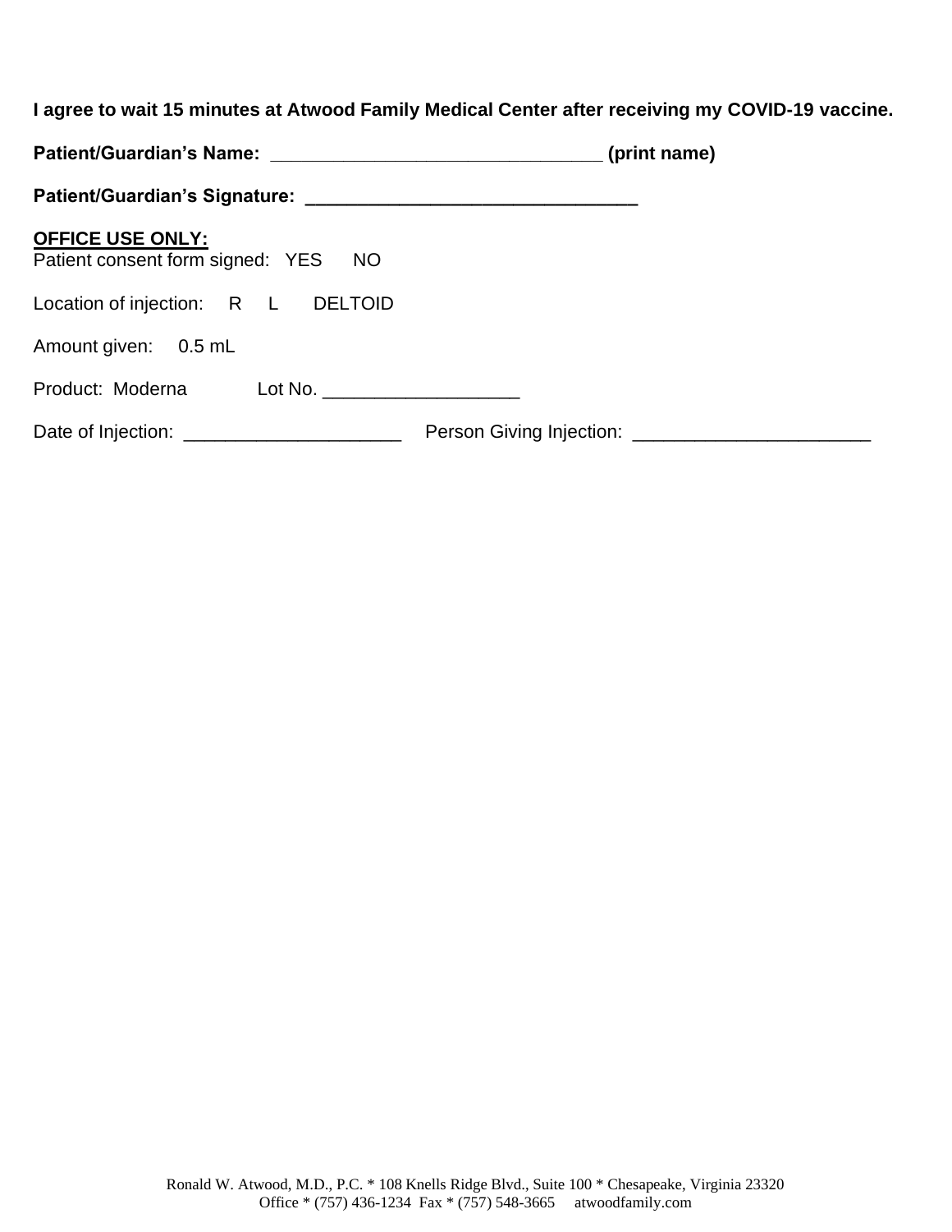**I agree to wait 15 minutes at Atwood Family Medical Center after receiving my COVID-19 vaccine.**

**Patient/Guardian's Name: ________________________________ (print name)**

**Patient/Guardian's Signature: ________________________________**

**OFFICE USE ONLY:**

Patient consent form signed: YES NO

Location of injection: R L DELTOID

Amount given: 0.5 mL

Product: Moderna Lot No. ___________________

Date of Injection: _____________________ Person Giving Injection: ______________________

Ronald W. Atwood, M.D., P.C. * 108 Knells Ridge Blvd., Suite 100 * Chesapeake, Virginia 23320
Office * (757) 436-1234 Fax * (757) 548-3665 atwoodfamily.com